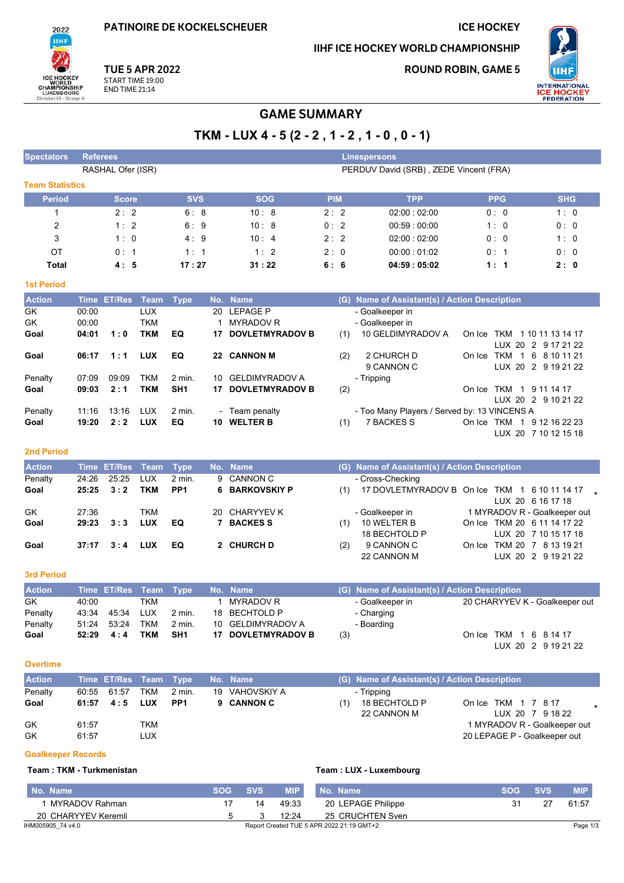PATINOIRE DE KOCKELSCHEUER

ICE HOCKEY

IIHF ICE HOCKEY WORLD CHAMPIONSHIP

ROUND ROBIN, GAME 5

**TUE 5 APR 2022**
START TIME 19:00
END TIME 21:14

# GAME SUMMARY

## TKM - LUX 4 - 5 (2 - 2 , 1 - 2 , 1 - 0 , 0 - 1)

| Spectators | Referees | Linespersons |
|---|---|---|
| | RASHAL Ofer (ISR) | PERDUV David (SRB) , ZEDE Vincent (FRA) |

### Team Statistics

| Period | Score | SVS | SOG | PIM | TPP | PPG | SHG |
|---|---|---|---|---|---|---|---|
| 1 | 2 : 2 | 6 : 8 | 10 : 8 | 2 : 2 | 02:00 : 02:00 | 0 : 0 | 1 : 0 |
| 2 | 1 : 2 | 6 : 9 | 10 : 8 | 0 : 2 | 00:59 : 00:00 | 1 : 0 | 0 : 0 |
| 3 | 1 : 0 | 4 : 9 | 10 : 4 | 2 : 2 | 02:00 : 02:00 | 0 : 0 | 1 : 0 |
| OT | 0 : 1 | 1 : 1 | 1 : 2 | 2 : 0 | 00:00 : 01:02 | 0 : 1 | 0 : 0 |
| **Total** | **4 : 5** | **17 : 27** | **31 : 22** | **6 : 6** | **04:59 : 05:02** | **1 : 1** | **2 : 0** |

### 1st Period

| Action | Time | ET/Res | Team | Type | No. | Name | (G) | Name of Assistant(s) / Action Description | |
|---|---|---|---|---|---|---|---|---|---|
| GK | 00:00 | | LUX | | 20 | LEPAGE P | | - Goalkeeper in | |
| GK | 00:00 | | TKM | | 1 | MYRADOV R | | - Goalkeeper in | |
| **Goal** | **04:01** | **1 : 0** | **TKM** | **EQ** | **17** | **DOVLETMYRADOV B** | (1) | 10 GELDIMYRADOV A | On Ice TKM 1 10 11 13 14 17<br>LUX 20 2 9 17 21 22 |
| **Goal** | **06:17** | **1 : 1** | **LUX** | **EQ** | **22** | **CANNON M** | (2) | 2 CHURCH D<br>9 CANNON C | On Ice TKM 1 6 8 10 11 21<br>LUX 20 2 9 19 21 22 |
| Penalty | 07:09 | 09:09 | TKM | 2 min. | 10 | GELDIMYRADOV A | | - Tripping | |
| **Goal** | **09:03** | **2 : 1** | **TKM** | **SH1** | **17** | **DOVLETMYRADOV B** | (2) | | On Ice TKM 1 9 11 14 17<br>LUX 20 2 9 10 21 22 |
| Penalty | 11:16 | 13:16 | LUX | 2 min. | - | Team penalty | | - Too Many Players / Served by: 13 VINCENS A | |
| **Goal** | **19:20** | **2 : 2** | **LUX** | **EQ** | **10** | **WELTER B** | (1) | 7 BACKES S | On Ice TKM 1 9 12 16 22 23<br>LUX 20 7 10 12 15 18 |

### 2nd Period

| Action | Time | ET/Res | Team | Type | No. | Name | (G) | Name of Assistant(s) / Action Description | |
|---|---|---|---|---|---|---|---|---|---|
| Penalty | 24:26 | 25:25 | LUX | 2 min. | 9 | CANNON C | | - Cross-Checking | |
| **Goal** | **25:25** | **3 : 2** | **TKM** | **PP1** | **6** | **BARKOVSKIY P** | (1) | 17 DOVLETMYRADOV B | On Ice TKM 1 6 10 11 14 17<br>LUX 20 6 16 17 18 * |
| GK | 27:36 | | TKM | | 20 | CHARYYEV K | | - Goalkeeper in | 1 MYRADOV R - Goalkeeper out |
| **Goal** | **29:23** | **3 : 3** | **LUX** | **EQ** | **7** | **BACKES S** | (1) | 10 WELTER B<br>18 BECHTOLD P | On Ice TKM 20 6 11 14 17 22<br>LUX 20 7 10 15 17 18 |
| **Goal** | **37:17** | **3 : 4** | **LUX** | **EQ** | **2** | **CHURCH D** | (2) | 9 CANNON C<br>22 CANNON M | On Ice TKM 20 7 8 13 19 21<br>LUX 20 2 9 19 21 22 |

### 3rd Period

| Action | Time | ET/Res | Team | Type | No. | Name | (G) | Name of Assistant(s) / Action Description | |
|---|---|---|---|---|---|---|---|---|---|
| GK | 40:00 | | TKM | | 1 | MYRADOV R | | - Goalkeeper in | 20 CHARYYEV K - Goalkeeper out |
| Penalty | 43:34 | 45:34 | LUX | 2 min. | 18 | BECHTOLD P | | - Charging | |
| Penalty | 51:24 | 53:24 | TKM | 2 min. | 10 | GELDIMYRADOV A | | - Boarding | |
| **Goal** | **52:29** | **4 : 4** | **TKM** | **SH1** | **17** | **DOVLETMYRADOV B** | (3) | | On Ice TKM 1 6 8 14 17<br>LUX 20 2 9 19 21 22 |

### Overtime

| Action | Time | ET/Res | Team | Type | No. | Name | (G) | Name of Assistant(s) / Action Description | |
|---|---|---|---|---|---|---|---|---|---|
| Penalty | 60:55 | 61:57 | TKM | 2 min. | 19 | VAHOVSKIY A | | - Tripping | |
| **Goal** | **61:57** | **4 : 5** | **LUX** | **PP1** | **9** | **CANNON C** | (1) | 18 BECHTOLD P<br>22 CANNON M | On Ice TKM 1 7 8 17<br>LUX 20 7 9 18 22 * |
| GK | 61:57 | | TKM | | | | | | 1 MYRADOV R - Goalkeeper out |
| GK | 61:57 | | LUX | | | | | | 20 LEPAGE P - Goalkeeper out |

### Goalkeeper Records

**Team : TKM - Turkmenistan**

| No. Name | SOG | SVS | MIP |
|---|---|---|---|
| 1 MYRADOV Rahman | 17 | 14 | 49:33 |
| 20 CHARYYEV Keremli | 5 | 3 | 12:24 |

**Team : LUX - Luxembourg**

| No. Name | SOG | SVS | MIP |
|---|---|---|---|
| 20 LEPAGE Philippe | 31 | 27 | 61:57 |
| 25 CRUCHTEN Sven | | | |

IHM005905_74 v4.0 Report Created TUE 5 APR 2022 21:19 GMT+2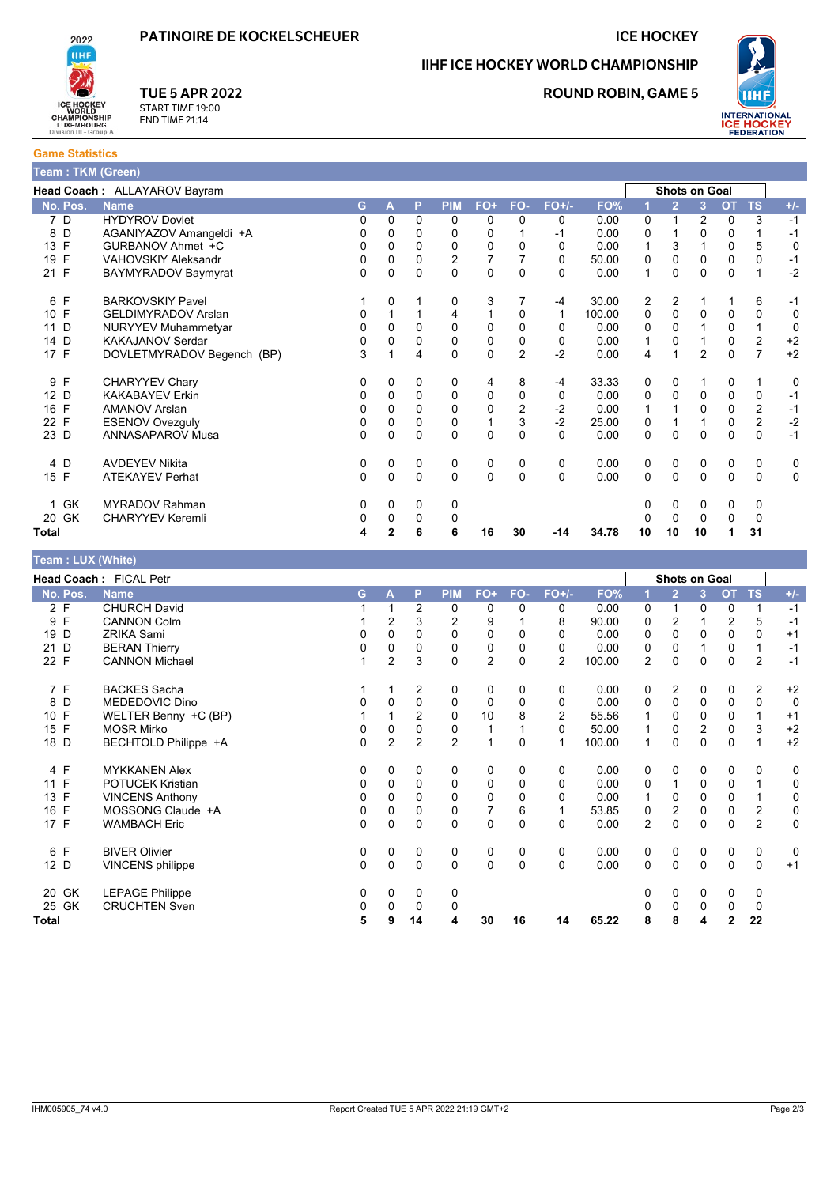PATINOIRE DE KOCKELSCHEUER

ICE HOCKEY

IIHF ICE HOCKEY WORLD CHAMPIONSHIP

**TUE 5 APR 2022**
START TIME 19:00
END TIME 21:14

**ROUND ROBIN, GAME 5**

## Game Statistics

### Team : TKM (Green)

**Head Coach :** ALLAYAROV Bayram

| No. | Pos. | Name | G | A | P | PIM | FO+ | FO- | FO+/- | FO% | Shots on Goal 1 | 2 | 3 | OT | TS | +/- |
|---|---|---|---|---|---|---|---|---|---|---|---|---|---|---|---|---|
| 7 | D | HYDYROV Dovlet | 0 | 0 | 0 | 0 | 0 | 0 | 0 | 0.00 | 0 | 1 | 2 | 0 | 3 | -1 |
| 8 | D | AGANIYAZOV Amangeldi +A | 0 | 0 | 0 | 0 | 0 | 1 | -1 | 0.00 | 0 | 1 | 0 | 0 | 1 | -1 |
| 13 | F | GURBANOV Ahmet +C | 0 | 0 | 0 | 0 | 0 | 0 | 0 | 0.00 | 1 | 3 | 1 | 0 | 5 | 0 |
| 19 | F | VAHOVSKIY Aleksandr | 0 | 0 | 0 | 2 | 7 | 7 | 0 | 50.00 | 0 | 0 | 0 | 0 | 0 | -1 |
| 21 | F | BAYMYRADOV Baymyrat | 0 | 0 | 0 | 0 | 0 | 0 | 0 | 0.00 | 1 | 0 | 0 | 0 | 1 | -2 |
| 6 | F | BARKOVSKIY Pavel | 1 | 0 | 1 | 0 | 3 | 7 | -4 | 30.00 | 2 | 2 | 1 | 1 | 6 | -1 |
| 10 | F | GELDIMYRADOV Arslan | 0 | 1 | 1 | 4 | 1 | 0 | 1 | 100.00 | 0 | 0 | 0 | 0 | 0 | 0 |
| 11 | D | NURYYEV Muhammetyar | 0 | 0 | 0 | 0 | 0 | 0 | 0 | 0.00 | 0 | 0 | 1 | 0 | 1 | 0 |
| 14 | D | KAKAJANOV Serdar | 0 | 0 | 0 | 0 | 0 | 0 | 0 | 0.00 | 1 | 0 | 1 | 0 | 2 | +2 |
| 17 | F | DOVLETMYRADOV Begench (BP) | 3 | 1 | 4 | 0 | 0 | 2 | -2 | 0.00 | 4 | 1 | 2 | 0 | 7 | +2 |
| 9 | F | CHARYYEV Chary | 0 | 0 | 0 | 0 | 4 | 8 | -4 | 33.33 | 0 | 0 | 1 | 0 | 1 | 0 |
| 12 | D | KAKABAYEV Erkin | 0 | 0 | 0 | 0 | 0 | 0 | 0 | 0.00 | 0 | 0 | 0 | 0 | 0 | -1 |
| 16 | F | AMANOV Arslan | 0 | 0 | 0 | 0 | 0 | 2 | -2 | 0.00 | 1 | 1 | 0 | 0 | 2 | -1 |
| 22 | F | ESENOV Ovezguly | 0 | 0 | 0 | 0 | 1 | 3 | -2 | 25.00 | 0 | 1 | 1 | 0 | 2 | -2 |
| 23 | D | ANNASAPAROV Musa | 0 | 0 | 0 | 0 | 0 | 0 | 0 | 0.00 | 0 | 0 | 0 | 0 | 0 | -1 |
| 4 | D | AVDEYEV Nikita | 0 | 0 | 0 | 0 | 0 | 0 | 0 | 0.00 | 0 | 0 | 0 | 0 | 0 | 0 |
| 15 | F | ATEKAYEV Perhat | 0 | 0 | 0 | 0 | 0 | 0 | 0 | 0.00 | 0 | 0 | 0 | 0 | 0 | 0 |
| 1 | GK | MYRADOV Rahman | 0 | 0 | 0 | 0 | | | | | 0 | 0 | 0 | 0 | 0 | |
| 20 | GK | CHARYYEV Keremli | 0 | 0 | 0 | 0 | | | | | 0 | 0 | 0 | 0 | 0 | |
| **Total** | | | **4** | **2** | **6** | **6** | **16** | **30** | **-14** | **34.78** | **10** | **10** | **10** | **1** | **31** | |

### Team : LUX (White)

**Head Coach :** FICAL Petr

| No. | Pos. | Name | G | A | P | PIM | FO+ | FO- | FO+/- | FO% | Shots on Goal 1 | 2 | 3 | OT | TS | +/- |
|---|---|---|---|---|---|---|---|---|---|---|---|---|---|---|---|---|
| 2 | F | CHURCH David | 1 | 1 | 2 | 0 | 0 | 0 | 0 | 0.00 | 0 | 1 | 0 | 0 | 1 | -1 |
| 9 | F | CANNON Colm | 1 | 2 | 3 | 2 | 9 | 1 | 8 | 90.00 | 0 | 2 | 1 | 2 | 5 | -1 |
| 19 | D | ZRIKA Sami | 0 | 0 | 0 | 0 | 0 | 0 | 0 | 0.00 | 0 | 0 | 0 | 0 | 0 | +1 |
| 21 | D | BERAN Thierry | 0 | 0 | 0 | 0 | 0 | 0 | 0 | 0.00 | 0 | 0 | 1 | 0 | 1 | -1 |
| 22 | F | CANNON Michael | 1 | 2 | 3 | 0 | 2 | 0 | 2 | 100.00 | 2 | 0 | 0 | 0 | 2 | -1 |
| 7 | F | BACKES Sacha | 1 | 1 | 2 | 0 | 0 | 0 | 0 | 0.00 | 0 | 2 | 0 | 0 | 2 | +2 |
| 8 | D | MEDEDOVIC Dino | 0 | 0 | 0 | 0 | 0 | 0 | 0 | 0.00 | 0 | 0 | 0 | 0 | 0 | 0 |
| 10 | F | WELTER Benny +C (BP) | 1 | 1 | 2 | 0 | 10 | 8 | 2 | 55.56 | 1 | 0 | 0 | 0 | 1 | +1 |
| 15 | F | MOSR Mirko | 0 | 0 | 0 | 0 | 1 | 1 | 0 | 50.00 | 1 | 0 | 2 | 0 | 3 | +2 |
| 18 | D | BECHTOLD Philippe +A | 0 | 2 | 2 | 2 | 1 | 0 | 1 | 100.00 | 1 | 0 | 0 | 0 | 1 | +2 |
| 4 | F | MYKKANEN Alex | 0 | 0 | 0 | 0 | 0 | 0 | 0 | 0.00 | 0 | 0 | 0 | 0 | 0 | 0 |
| 11 | F | POTUCEK Kristian | 0 | 0 | 0 | 0 | 0 | 0 | 0 | 0.00 | 0 | 1 | 0 | 0 | 1 | 0 |
| 13 | F | VINCENS Anthony | 0 | 0 | 0 | 0 | 0 | 0 | 0 | 0.00 | 1 | 0 | 0 | 0 | 1 | 0 |
| 16 | F | MOSSONG Claude +A | 0 | 0 | 0 | 0 | 7 | 6 | 1 | 53.85 | 0 | 2 | 0 | 0 | 2 | 0 |
| 17 | F | WAMBACH Eric | 0 | 0 | 0 | 0 | 0 | 0 | 0 | 0.00 | 2 | 0 | 0 | 0 | 2 | 0 |
| 6 | F | BIVER Olivier | 0 | 0 | 0 | 0 | 0 | 0 | 0 | 0.00 | 0 | 0 | 0 | 0 | 0 | 0 |
| 12 | D | VINCENS philippe | 0 | 0 | 0 | 0 | 0 | 0 | 0 | 0.00 | 0 | 0 | 0 | 0 | 0 | +1 |
| 20 | GK | LEPAGE Philippe | 0 | 0 | 0 | 0 | | | | | 0 | 0 | 0 | 0 | 0 | |
| 25 | GK | CRUCHTEN Sven | 0 | 0 | 0 | 0 | | | | | 0 | 0 | 0 | 0 | 0 | |
| **Total** | | | **5** | **9** | **14** | **4** | **30** | **16** | **14** | **65.22** | **8** | **8** | **4** | **2** | **22** | |

IHM005905_74 v4.0 Report Created TUE 5 APR 2022 21:19 GMT+2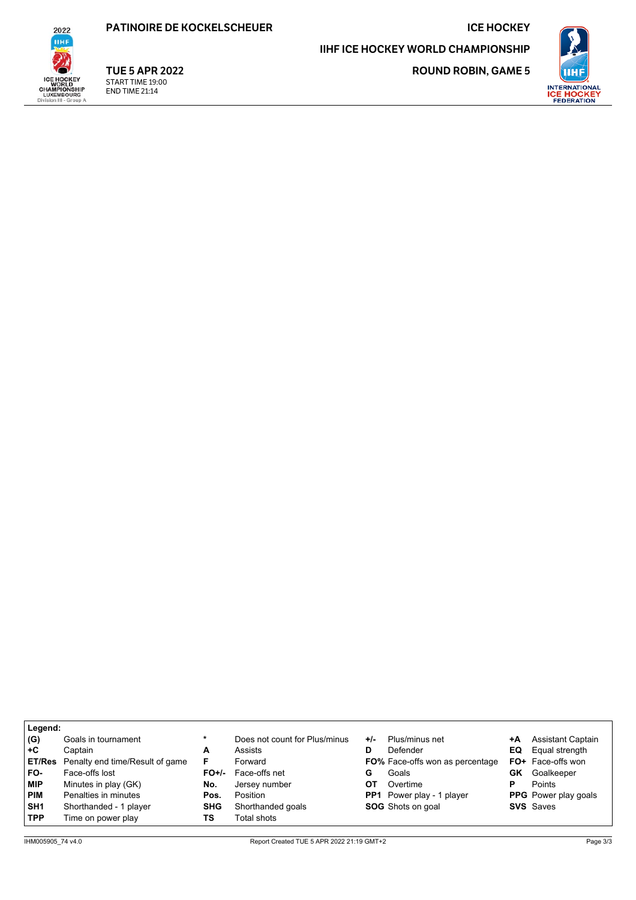**Legend:**

| | | | | | | | |
|---|---|---|---|---|---|---|---|
| **(G)** | Goals in tournament | **\*** | Does not count for Plus/minus | **+/-** | Plus/minus net | **+A** | Assistant Captain |
| **+C** | Captain | **A** | Assists | **D** | Defender | **EQ** | Equal strength |
| **ET/Res** | Penalty end time/Result of game | **F** | Forward | **FO%** | Face-offs won as percentage | **FO+** | Face-offs won |
| **FO-** | Face-offs lost | **FO+/-** | Face-offs net | **G** | Goals | **GK** | Goalkeeper |
| **MIP** | Minutes in play (GK) | **No.** | Jersey number | **OT** | Overtime | **P** | Points |
| **PIM** | Penalties in minutes | **Pos.** | Position | **PP1** | Power play - 1 player | **PPG** | Power play goals |
| **SH1** | Shorthanded - 1 player | **SHG** | Shorthanded goals | **SOG** | Shots on goal | **SVS** | Saves |
| **TPP** | Time on power play | **TS** | Total shots | | | | |

IHM005905_74 v4.0 Report Created TUE 5 APR 2022 21:19 GMT+2